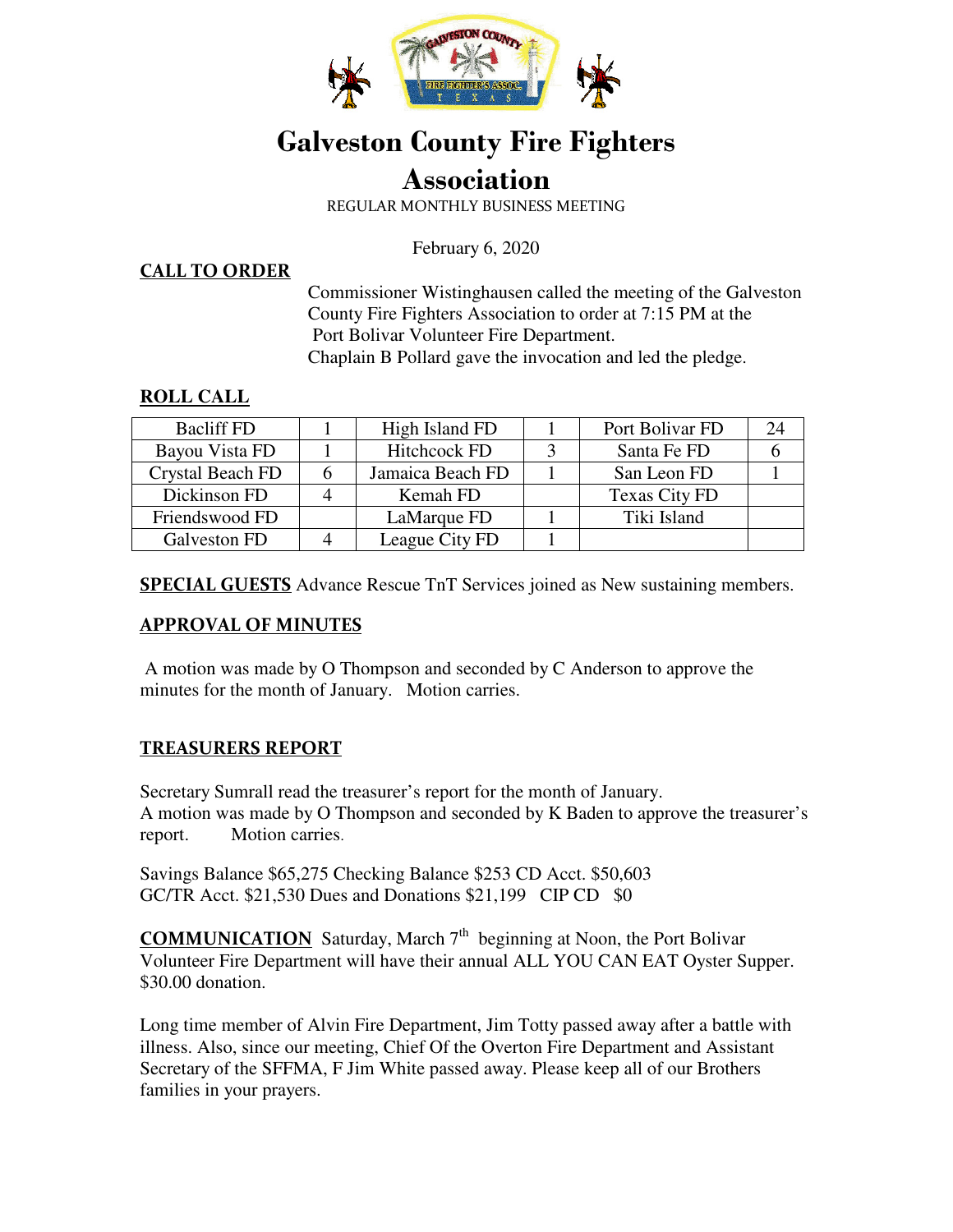# Galveston County Fire Fighters Association

REGULAR MONTHLY BUSINESS MEETING

February 6, 2020

## CALL TO ORDER

Commissioner Wistinghausen called the meeting of the Galveston County Fire Fighters Association to order at 7:15 PM at the Port Bolivar Volunteer Fire Department.
Chaplain B Pollard gave the invocation and led the pledge.

## ROLL CALL

| Bacliff FD | 1 | High Island FD | 1 | Port Bolivar FD | 24 |
|---|---|---|---|---|---|
| Bayou Vista FD | 1 | Hitchcock FD | 3 | Santa Fe FD | 6 |
| Crystal Beach FD | 6 | Jamaica Beach FD | 1 | San Leon FD | 1 |
| Dickinson FD | 4 | Kemah FD | | Texas City FD | |
| Friendswood FD | | LaMarque FD | 1 | Tiki Island | |
| Galveston FD | 4 | League City FD | 1 | | |

**SPECIAL GUESTS** Advance Rescue TnT Services joined as New sustaining members.

## APPROVAL OF MINUTES

A motion was made by O Thompson and seconded by C Anderson to approve the minutes for the month of January. Motion carries.

## TREASURERS REPORT

Secretary Sumrall read the treasurer's report for the month of January.
A motion was made by O Thompson and seconded by K Baden to approve the treasurer's report. Motion carries.

Savings Balance $65,275 Checking Balance $253 CD Acct. $50,603
GC/TR Acct. $21,530 Dues and Donations $21,199 CIP CD $0

**COMMUNICATION** Saturday, March 7th beginning at Noon, the Port Bolivar Volunteer Fire Department will have their annual ALL YOU CAN EAT Oyster Supper. $30.00 donation.

Long time member of Alvin Fire Department, Jim Totty passed away after a battle with illness. Also, since our meeting, Chief Of the Overton Fire Department and Assistant Secretary of the SFFMA, F Jim White passed away. Please keep all of our Brothers families in your prayers.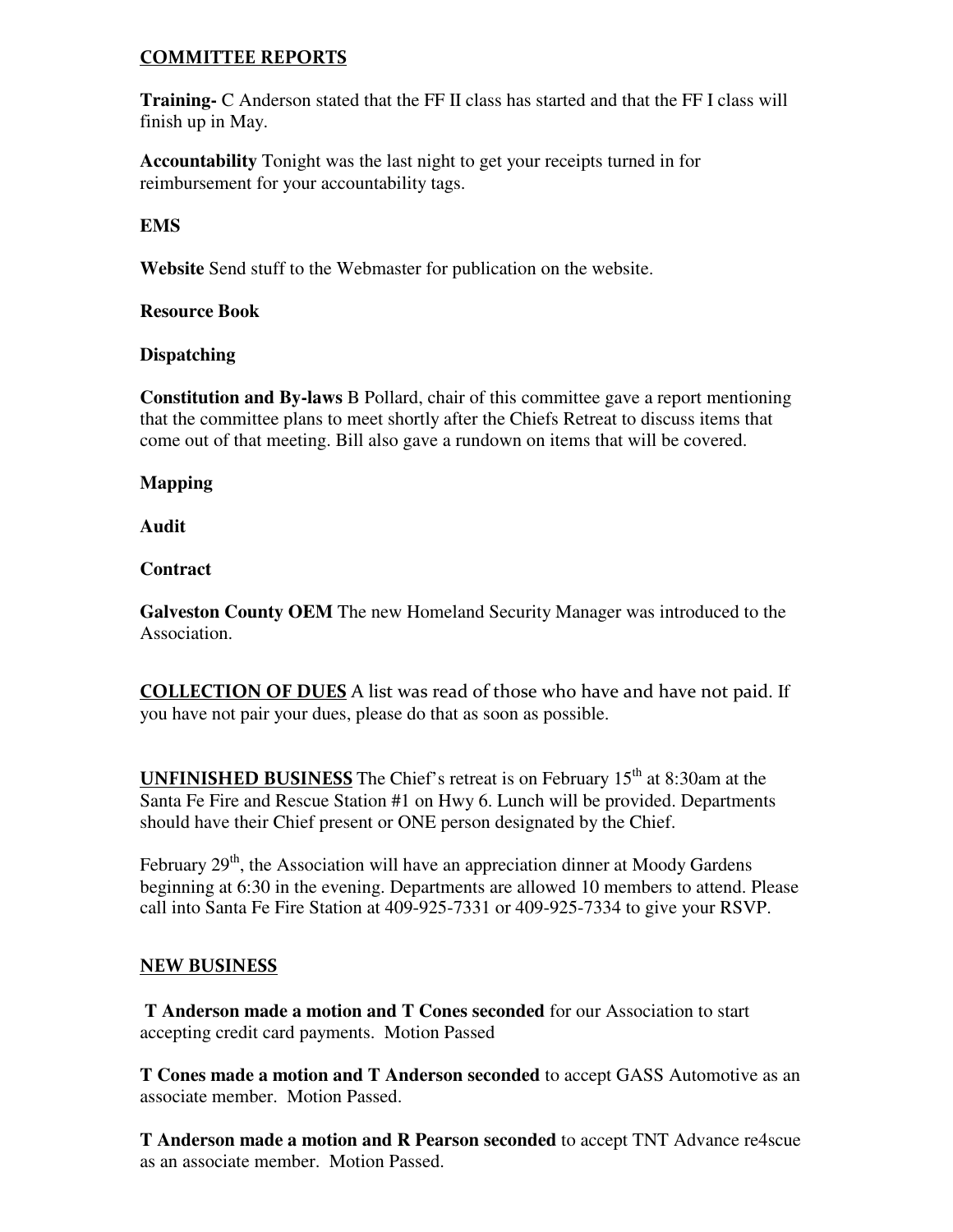## COMMITTEE REPORTS

**Training-** C Anderson stated that the FF II class has started and that the FF I class will finish up in May.

**Accountability** Tonight was the last night to get your receipts turned in for reimbursement for your accountability tags.

**EMS**

**Website** Send stuff to the Webmaster for publication on the website.

**Resource Book**

**Dispatching**

**Constitution and By-laws** B Pollard, chair of this committee gave a report mentioning that the committee plans to meet shortly after the Chiefs Retreat to discuss items that come out of that meeting. Bill also gave a rundown on items that will be covered.

**Mapping**

**Audit**

**Contract**

**Galveston County OEM** The new Homeland Security Manager was introduced to the Association.

**COLLECTION OF DUES** A list was read of those who have and have not paid. If you have not pair your dues, please do that as soon as possible.

**UNFINISHED BUSINESS** The Chief's retreat is on February 15th at 8:30am at the Santa Fe Fire and Rescue Station #1 on Hwy 6. Lunch will be provided. Departments should have their Chief present or ONE person designated by the Chief.

February 29th, the Association will have an appreciation dinner at Moody Gardens beginning at 6:30 in the evening. Departments are allowed 10 members to attend. Please call into Santa Fe Fire Station at 409-925-7331 or 409-925-7334 to give your RSVP.

## NEW BUSINESS

**T Anderson made a motion and T Cones seconded** for our Association to start accepting credit card payments. Motion Passed

**T Cones made a motion and T Anderson seconded** to accept GASS Automotive as an associate member. Motion Passed.

**T Anderson made a motion and R Pearson seconded** to accept TNT Advance re4scue as an associate member. Motion Passed.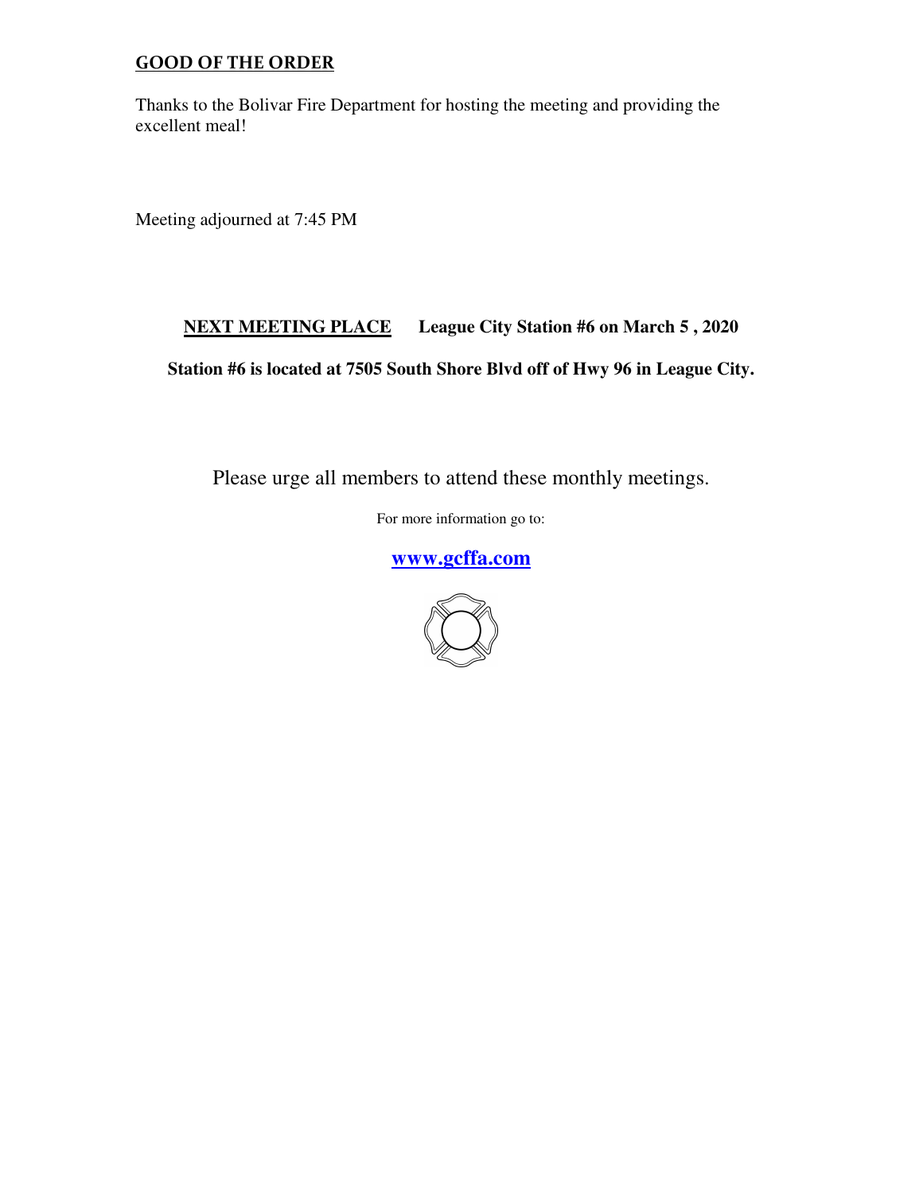## GOOD OF THE ORDER

Thanks to the Bolivar Fire Department for hosting the meeting and providing the excellent meal!

Meeting adjourned at 7:45 PM

**NEXT MEETING PLACE** **League City Station #6 on March 5 , 2020**

**Station #6 is located at 7505 South Shore Blvd off of Hwy 96 in League City.**

Please urge all members to attend these monthly meetings.

For more information go to:

**www.gcffa.com**